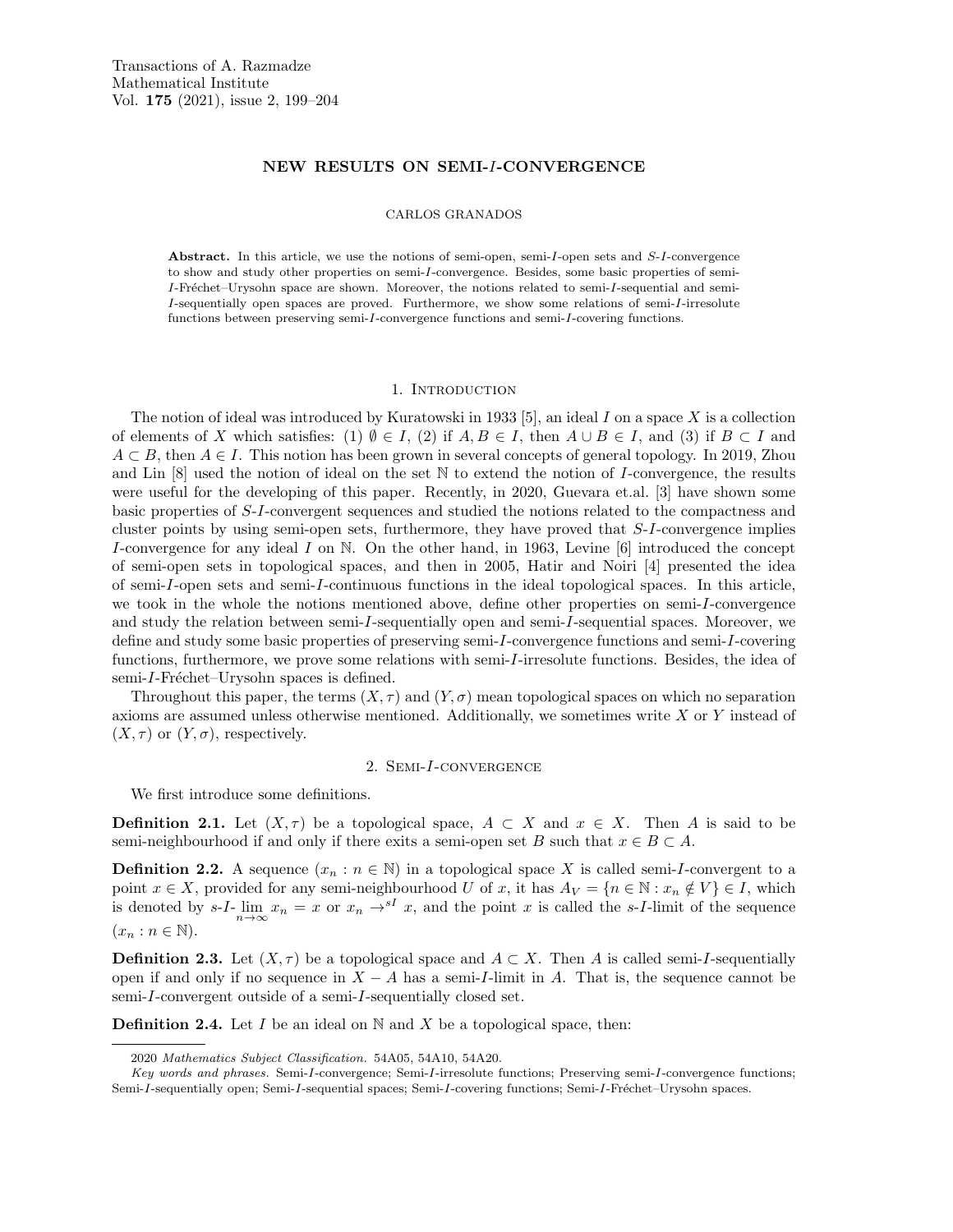# NEW RESULTS ON SEMI-$I$-CONVERGENCE

CARLOS GRANADOS

**Abstract.** In this article, we use the notions of semi-open, semi-$I$-open sets and $S$-$I$-convergence to show and study other properties on semi-$I$-convergence. Besides, some basic properties of semi-$I$-Fréchet–Urysohn space are shown. Moreover, the notions related to semi-$I$-sequential and semi-$I$-sequentially open spaces are proved. Furthermore, we show some relations of semi-$I$-irresolute functions between preserving semi-$I$-convergence functions and semi-$I$-covering functions.

## 1. Introduction

The notion of ideal was introduced by Kuratowski in 1933 [5], an ideal $I$ on a space $X$ is a collection of elements of $X$ which satisfies: (1) $\emptyset \in I$, (2) if $A, B \in I$, then $A \cup B \in I$, and (3) if $B \subset I$ and $A \subset B$, then $A \in I$. This notion has been grown in several concepts of general topology. In 2019, Zhou and Lin [8] used the notion of ideal on the set $\mathbb{N}$ to extend the notion of $I$-convergence, the results were useful for the developing of this paper. Recently, in 2020, Guevara et.al. [3] have shown some basic properties of $S$-$I$-convergent sequences and studied the notions related to the compactness and cluster points by using semi-open sets, furthermore, they have proved that $S$-$I$-convergence implies $I$-convergence for any ideal $I$ on $\mathbb{N}$. On the other hand, in 1963, Levine [6] introduced the concept of semi-open sets in topological spaces, and then in 2005, Hatir and Noiri [4] presented the idea of semi-$I$-open sets and semi-$I$-continuous functions in the ideal topological spaces. In this article, we took in the whole the notions mentioned above, define other properties on semi-$I$-convergence and study the relation between semi-$I$-sequentially open and semi-$I$-sequential spaces. Moreover, we define and study some basic properties of preserving semi-$I$-convergence functions and semi-$I$-covering functions, furthermore, we prove some relations with semi-$I$-irresolute functions. Besides, the idea of semi-$I$-Fréchet–Urysohn spaces is defined.

Throughout this paper, the terms $(X, \tau)$ and $(Y, \sigma)$ mean topological spaces on which no separation axioms are assumed unless otherwise mentioned. Additionally, we sometimes write $X$ or $Y$ instead of $(X, \tau)$ or $(Y, \sigma)$, respectively.

## 2. Semi-$I$-convergence

We first introduce some definitions.

**Definition 2.1.** Let $(X, \tau)$ be a topological space, $A \subset X$ and $x \in X$. Then $A$ is said to be semi-neighbourhood if and only if there exits a semi-open set $B$ such that $x \in B \subset A$.

**Definition 2.2.** A sequence $(x_n : n \in \mathbb{N})$ in a topological space $X$ is called semi-$I$-convergent to a point $x \in X$, provided for any semi-neighbourhood $U$ of $x$, it has $A_V = \{n \in \mathbb{N} : x_n \notin V\} \in I$, which is denoted by $s\text{-}I\text{-}\lim_{n\to\infty} x_n = x$ or $x_n \to^{sI} x$, and the point $x$ is called the $s$-$I$-limit of the sequence $(x_n : n \in \mathbb{N})$.

**Definition 2.3.** Let $(X, \tau)$ be a topological space and $A \subset X$. Then $A$ is called semi-$I$-sequentially open if and only if no sequence in $X - A$ has a semi-$I$-limit in $A$. That is, the sequence cannot be semi-$I$-convergent outside of a semi-$I$-sequentially closed set.

**Definition 2.4.** Let $I$ be an ideal on $\mathbb{N}$ and $X$ be a topological space, then:

2020 *Mathematics Subject Classification.* 54A05, 54A10, 54A20.

*Key words and phrases.* Semi-$I$-convergence; Semi-$I$-irresolute functions; Preserving semi-$I$-convergence functions; Semi-$I$-sequentially open; Semi-$I$-sequential spaces; Semi-$I$-covering functions; Semi-$I$-Fréchet–Urysohn spaces.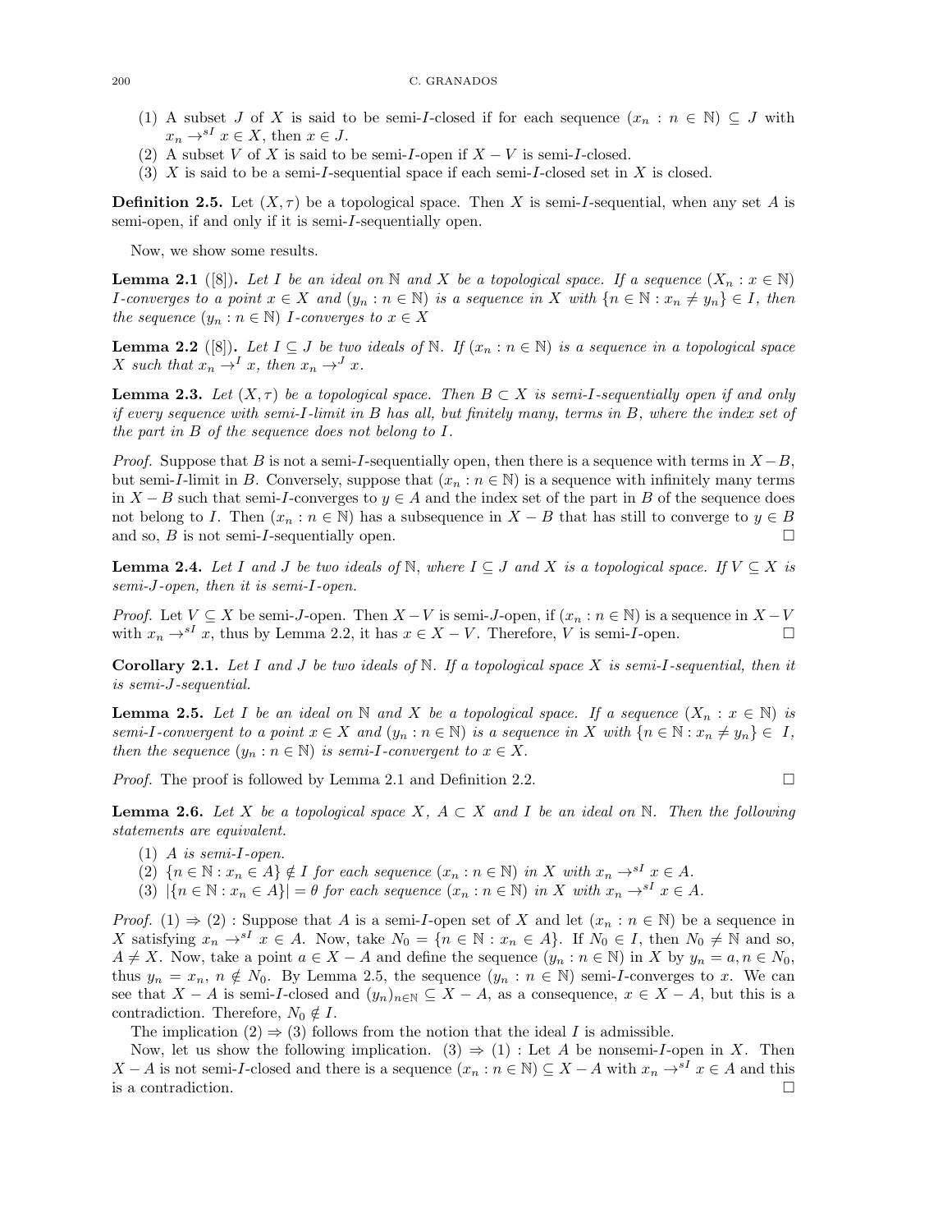(1) A subset $J$ of $X$ is said to be semi-$I$-closed if for each sequence $(x_n : n \in \mathbb{N}) \subseteq J$ with $x_n \to^{sI} x \in X$, then $x \in J$.
(2) A subset $V$ of $X$ is said to be semi-$I$-open if $X - V$ is semi-$I$-closed.
(3) $X$ is said to be a semi-$I$-sequential space if each semi-$I$-closed set in $X$ is closed.

**Definition 2.5.** Let $(X, \tau)$ be a topological space. Then $X$ is semi-$I$-sequential, when any set $A$ is semi-open, if and only if it is semi-$I$-sequentially open.

Now, we show some results.

**Lemma 2.1** ([8])**.** *Let $I$ be an ideal on $\mathbb{N}$ and $X$ be a topological space. If a sequence $(X_n : x \in \mathbb{N})$ $I$-converges to a point $x \in X$ and $(y_n : n \in \mathbb{N})$ is a sequence in $X$ with $\{n \in \mathbb{N} : x_n \neq y_n\} \in I$, then the sequence $(y_n : n \in \mathbb{N})$ $I$-converges to $x \in X$*

**Lemma 2.2** ([8])**.** *Let $I \subseteq J$ be two ideals of $\mathbb{N}$. If $(x_n : n \in \mathbb{N})$ is a sequence in a topological space $X$ such that $x_n \to^I x$, then $x_n \to^J x$.*

**Lemma 2.3.** *Let $(X, \tau)$ be a topological space. Then $B \subset X$ is semi-$I$-sequentially open if and only if every sequence with semi-$I$-limit in $B$ has all, but finitely many, terms in $B$, where the index set of the part in $B$ of the sequence does not belong to $I$.*

*Proof.* Suppose that $B$ is not a semi-$I$-sequentially open, then there is a sequence with terms in $X - B$, but semi-$I$-limit in $B$. Conversely, suppose that $(x_n : n \in \mathbb{N})$ is a sequence with infinitely many terms in $X - B$ such that semi-$I$-converges to $y \in A$ and the index set of the part in $B$ of the sequence does not belong to $I$. Then $(x_n : n \in \mathbb{N})$ has a subsequence in $X - B$ that has still to converge to $y \in B$ and so, $B$ is not semi-$I$-sequentially open. □

**Lemma 2.4.** *Let $I$ and $J$ be two ideals of $\mathbb{N}$, where $I \subseteq J$ and $X$ is a topological space. If $V \subseteq X$ is semi-$J$-open, then it is semi-$I$-open.*

*Proof.* Let $V \subseteq X$ be semi-$J$-open. Then $X - V$ is semi-$J$-open, if $(x_n : n \in \mathbb{N})$ is a sequence in $X - V$ with $x_n \to^{sI} x$, thus by Lemma 2.2, it has $x \in X - V$. Therefore, $V$ is semi-$I$-open. □

**Corollary 2.1.** *Let $I$ and $J$ be two ideals of $\mathbb{N}$. If a topological space $X$ is semi-$I$-sequential, then it is semi-$J$-sequential.*

**Lemma 2.5.** *Let $I$ be an ideal on $\mathbb{N}$ and $X$ be a topological space. If a sequence $(X_n : x \in \mathbb{N})$ is semi-$I$-convergent to a point $x \in X$ and $(y_n : n \in \mathbb{N})$ is a sequence in $X$ with $\{n \in \mathbb{N} : x_n \neq y_n\} \in I$, then the sequence $(y_n : n \in \mathbb{N})$ is semi-$I$-convergent to $x \in X$.*

*Proof.* The proof is followed by Lemma 2.1 and Definition 2.2. □

**Lemma 2.6.** *Let $X$ be a topological space $X$, $A \subset X$ and $I$ be an ideal on $\mathbb{N}$. Then the following statements are equivalent.*

(1) *$A$ is semi-$I$-open.*
(2) *$\{n \in \mathbb{N} : x_n \in A\} \notin I$ for each sequence $(x_n : n \in \mathbb{N})$ in $X$ with $x_n \to^{sI} x \in A$.*
(3) *$|\{n \in \mathbb{N} : x_n \in A\}| = \theta$ for each sequence $(x_n : n \in \mathbb{N})$ in $X$ with $x_n \to^{sI} x \in A$.*

*Proof.* $(1) \Rightarrow (2)$ : Suppose that $A$ is a semi-$I$-open set of $X$ and let $(x_n : n \in \mathbb{N})$ be a sequence in $X$ satisfying $x_n \to^{sI} x \in A$. Now, take $N_0 = \{n \in \mathbb{N} : x_n \in A\}$. If $N_0 \in I$, then $N_0 \neq \mathbb{N}$ and so, $A \neq X$. Now, take a point $a \in X - A$ and define the sequence $(y_n : n \in \mathbb{N})$ in $X$ by $y_n = a, n \in N_0$, thus $y_n = x_n$, $n \notin N_0$. By Lemma 2.5, the sequence $(y_n : n \in \mathbb{N})$ semi-$I$-converges to $x$. We can see that $X - A$ is semi-$I$-closed and $(y_n)_{n \in \mathbb{N}} \subseteq X - A$, as a consequence, $x \in X - A$, but this is a contradiction. Therefore, $N_0 \notin I$.

The implication $(2) \Rightarrow (3)$ follows from the notion that the ideal $I$ is admissible.

Now, let us show the following implication. $(3) \Rightarrow (1)$ : Let $A$ be nonsemi-$I$-open in $X$. Then $X - A$ is not semi-$I$-closed and there is a sequence $(x_n : n \in \mathbb{N}) \subseteq X - A$ with $x_n \to^{sI} x \in A$ and this is a contradiction. □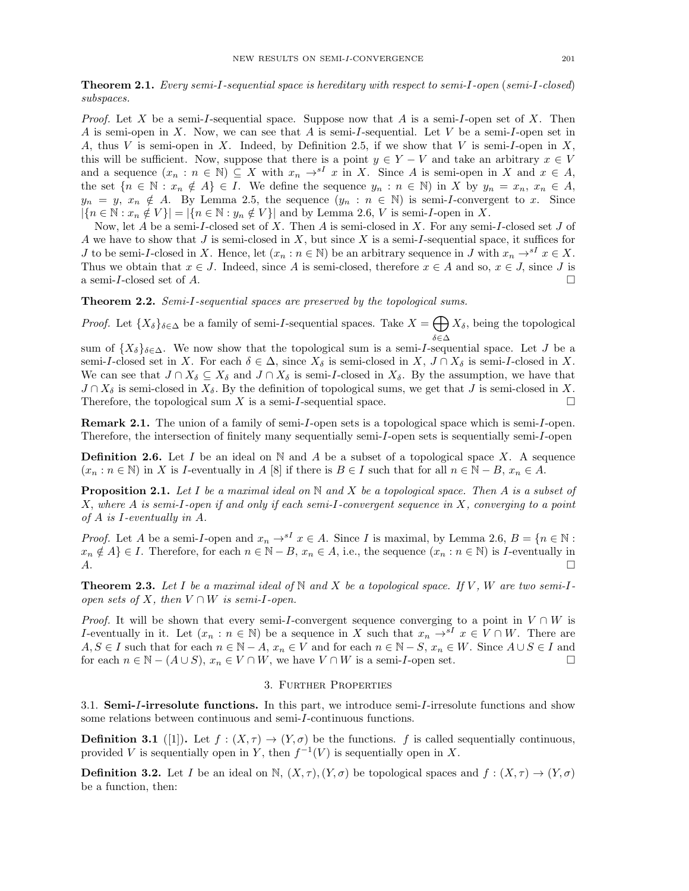**Theorem 2.1.** *Every semi-I-sequential space is hereditary with respect to semi-I-open (semi-I-closed) subspaces.*

*Proof.* Let $X$ be a semi-$I$-sequential space. Suppose now that $A$ is a semi-$I$-open set of $X$. Then $A$ is semi-open in $X$. Now, we can see that $A$ is semi-$I$-sequential. Let $V$ be a semi-$I$-open set in $A$, thus $V$ is semi-open in $X$. Indeed, by Definition 2.5, if we show that $V$ is semi-$I$-open in $X$, this will be sufficient. Now, suppose that there is a point $y \in Y - V$ and take an arbitrary $x \in V$ and a sequence $(x_n : n \in \mathbb{N}) \subseteq X$ with $x_n \to^{sI} x$ in $X$. Since $A$ is semi-open in $X$ and $x \in A$, the set $\{n \in \mathbb{N} : x_n \notin A\} \in I$. We define the sequence $y_n : n \in \mathbb{N})$ in $X$ by $y_n = x_n$, $x_n \in A$, $y_n = y$, $x_n \notin A$. By Lemma 2.5, the sequence $(y_n : n \in \mathbb{N})$ is semi-$I$-convergent to $x$. Since $|\{n \in \mathbb{N} : x_n \notin V\}| = |\{n \in \mathbb{N} : y_n \notin V\}|$ and by Lemma 2.6, $V$ is semi-$I$-open in $X$.

Now, let $A$ be a semi-$I$-closed set of $X$. Then $A$ is semi-closed in $X$. For any semi-$I$-closed set $J$ of $A$ we have to show that $J$ is semi-closed in $X$, but since $X$ is a semi-$I$-sequential space, it suffices for $J$ to be semi-$I$-closed in $X$. Hence, let $(x_n : n \in \mathbb{N})$ be an arbitrary sequence in $J$ with $x_n \to^{sI} x \in X$. Thus we obtain that $x \in J$. Indeed, since $A$ is semi-closed, therefore $x \in A$ and so, $x \in J$, since $J$ is a semi-$I$-closed set of $A$. $\square$

**Theorem 2.2.** *Semi-I-sequential spaces are preserved by the topological sums.*

*Proof.* Let $\{X_\delta\}_{\delta \in \Delta}$ be a family of semi-$I$-sequential spaces. Take $X = \bigoplus_{\delta \in \Delta} X_\delta$, being the topological sum of $\{X_\delta\}_{\delta \in \Delta}$. We now show that the topological sum is a semi-$I$-sequential space. Let $J$ be a semi-$I$-closed set in $X$. For each $\delta \in \Delta$, since $X_\delta$ is semi-closed in $X$, $J \cap X_\delta$ is semi-$I$-closed in $X$. We can see that $J \cap X_\delta \subseteq X_\delta$ and $J \cap X_\delta$ is semi-$I$-closed in $X_\delta$. By the assumption, we have that $J \cap X_\delta$ is semi-closed in $X_\delta$. By the definition of topological sums, we get that $J$ is semi-closed in $X$. Therefore, the topological sum $X$ is a semi-$I$-sequential space. $\square$

**Remark 2.1.** The union of a family of semi-$I$-open sets is a topological space which is semi-$I$-open. Therefore, the intersection of finitely many sequentially semi-$I$-open sets is sequentially semi-$I$-open

**Definition 2.6.** Let $I$ be an ideal on $\mathbb{N}$ and $A$ be a subset of a topological space $X$. A sequence $(x_n : n \in \mathbb{N})$ in $X$ is $I$-eventually in $A$ [8] if there is $B \in I$ such that for all $n \in \mathbb{N} - B$, $x_n \in A$.

**Proposition 2.1.** *Let $I$ be a maximal ideal on $\mathbb{N}$ and $X$ be a topological space. Then $A$ is a subset of $X$, where $A$ is semi-I-open if and only if each semi-I-convergent sequence in $X$, converging to a point of $A$ is I-eventually in $A$.*

*Proof.* Let $A$ be a semi-$I$-open and $x_n \to^{sI} x \in A$. Since $I$ is maximal, by Lemma 2.6, $B = \{n \in \mathbb{N} : x_n \notin A\} \in I$. Therefore, for each $n \in \mathbb{N} - B$, $x_n \in A$, i.e., the sequence $(x_n : n \in \mathbb{N})$ is $I$-eventually in $A$. $\square$

**Theorem 2.3.** *Let $I$ be a maximal ideal of $\mathbb{N}$ and $X$ be a topological space. If $V$, $W$ are two semi-I-open sets of $X$, then $V \cap W$ is semi-I-open.*

*Proof.* It will be shown that every semi-$I$-convergent sequence converging to a point in $V \cap W$ is $I$-eventually in it. Let $(x_n : n \in \mathbb{N})$ be a sequence in $X$ such that $x_n \to^{sI} x \in V \cap W$. There are $A, S \in I$ such that for each $n \in \mathbb{N} - A$, $x_n \in V$ and for each $n \in \mathbb{N} - S$, $x_n \in W$. Since $A \cup S \in I$ and for each $n \in \mathbb{N} - (A \cup S)$, $x_n \in V \cap W$, we have $V \cap W$ is a semi-$I$-open set. $\square$

## 3. Further Properties

3.1. **Semi-$I$-irresolute functions.** In this part, we introduce semi-$I$-irresolute functions and show some relations between continuous and semi-$I$-continuous functions.

**Definition 3.1** ([1])**.** Let $f : (X, \tau) \to (Y, \sigma)$ be the functions. $f$ is called sequentially continuous, provided $V$ is sequentially open in $Y$, then $f^{-1}(V)$ is sequentially open in $X$.

**Definition 3.2.** Let $I$ be an ideal on $\mathbb{N}$, $(X, \tau), (Y, \sigma)$ be topological spaces and $f : (X, \tau) \to (Y, \sigma)$ be a function, then: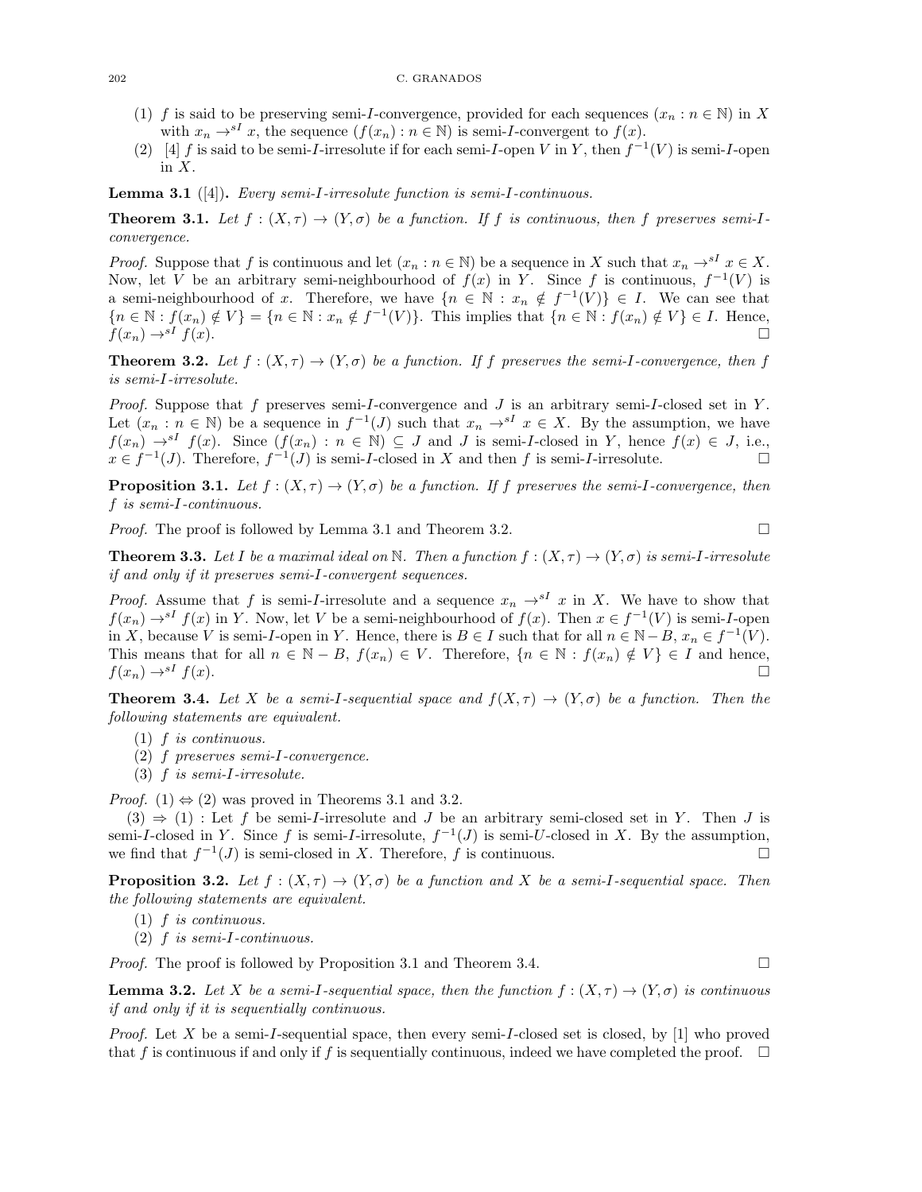(1) $f$ is said to be preserving semi-$I$-convergence, provided for each sequences $(x_n : n \in \mathbb{N})$ in $X$ with $x_n \to^{sI} x$, the sequence $(f(x_n) : n \in \mathbb{N})$ is semi-$I$-convergent to $f(x)$.

(2) [4] $f$ is said to be semi-$I$-irresolute if for each semi-$I$-open $V$ in $Y$, then $f^{-1}(V)$ is semi-$I$-open in $X$.

**Lemma 3.1** ([4])**.** *Every semi-$I$-irresolute function is semi-$I$-continuous.*

**Theorem 3.1.** *Let $f : (X, \tau) \to (Y, \sigma)$ be a function. If $f$ is continuous, then $f$ preserves semi-$I$-convergence.*

*Proof.* Suppose that $f$ is continuous and let $(x_n : n \in \mathbb{N})$ be a sequence in $X$ such that $x_n \to^{sI} x \in X$. Now, let $V$ be an arbitrary semi-neighbourhood of $f(x)$ in $Y$. Since $f$ is continuous, $f^{-1}(V)$ is a semi-neighbourhood of $x$. Therefore, we have $\{n \in \mathbb{N} : x_n \notin f^{-1}(V)\} \in I$. We can see that $\{n \in \mathbb{N} : f(x_n) \notin V\} = \{n \in \mathbb{N} : x_n \notin f^{-1}(V)\}$. This implies that $\{n \in \mathbb{N} : f(x_n) \notin V\} \in I$. Hence, $f(x_n) \to^{sI} f(x)$. □

**Theorem 3.2.** *Let $f : (X, \tau) \to (Y, \sigma)$ be a function. If $f$ preserves the semi-$I$-convergence, then $f$ is semi-$I$-irresolute.*

*Proof.* Suppose that $f$ preserves semi-$I$-convergence and $J$ is an arbitrary semi-$I$-closed set in $Y$. Let $(x_n : n \in \mathbb{N})$ be a sequence in $f^{-1}(J)$ such that $x_n \to^{sI} x \in X$. By the assumption, we have $f(x_n) \to^{sI} f(x)$. Since $(f(x_n) : n \in \mathbb{N}) \subseteq J$ and $J$ is semi-$I$-closed in $Y$, hence $f(x) \in J$, i.e., $x \in f^{-1}(J)$. Therefore, $f^{-1}(J)$ is semi-$I$-closed in $X$ and then $f$ is semi-$I$-irresolute. □

**Proposition 3.1.** *Let $f : (X, \tau) \to (Y, \sigma)$ be a function. If $f$ preserves the semi-$I$-convergence, then $f$ is semi-$I$-continuous.*

*Proof.* The proof is followed by Lemma 3.1 and Theorem 3.2. □

**Theorem 3.3.** *Let $I$ be a maximal ideal on $\mathbb{N}$. Then a function $f : (X, \tau) \to (Y, \sigma)$ is semi-$I$-irresolute if and only if it preserves semi-$I$-convergent sequences.*

*Proof.* Assume that $f$ is semi-$I$-irresolute and a sequence $x_n \to^{sI} x$ in $X$. We have to show that $f(x_n) \to^{sI} f(x)$ in $Y$. Now, let $V$ be a semi-neighbourhood of $f(x)$. Then $x \in f^{-1}(V)$ is semi-$I$-open in $X$, because $V$ is semi-$I$-open in $Y$. Hence, there is $B \in I$ such that for all $n \in \mathbb{N} - B$, $x_n \in f^{-1}(V)$. This means that for all $n \in \mathbb{N} - B$, $f(x_n) \in V$. Therefore, $\{n \in \mathbb{N} : f(x_n) \notin V\} \in I$ and hence, $f(x_n) \to^{sI} f(x)$. □

**Theorem 3.4.** *Let $X$ be a semi-$I$-sequential space and $f(X, \tau) \to (Y, \sigma)$ be a function. Then the following statements are equivalent.*

(1) *$f$ is continuous.*
(2) *$f$ preserves semi-$I$-convergence.*
(3) *$f$ is semi-$I$-irresolute.*

*Proof.* $(1) \Leftrightarrow (2)$ was proved in Theorems 3.1 and 3.2.

$(3) \Rightarrow (1)$ : Let $f$ be semi-$I$-irresolute and $J$ be an arbitrary semi-closed set in $Y$. Then $J$ is semi-$I$-closed in $Y$. Since $f$ is semi-$I$-irresolute, $f^{-1}(J)$ is semi-$U$-closed in $X$. By the assumption, we find that $f^{-1}(J)$ is semi-closed in $X$. Therefore, $f$ is continuous. □

**Proposition 3.2.** *Let $f : (X, \tau) \to (Y, \sigma)$ be a function and $X$ be a semi-$I$-sequential space. Then the following statements are equivalent.*

(1) *$f$ is continuous.*
(2) *$f$ is semi-$I$-continuous.*

*Proof.* The proof is followed by Proposition 3.1 and Theorem 3.4. □

**Lemma 3.2.** *Let $X$ be a semi-$I$-sequential space, then the function $f : (X, \tau) \to (Y, \sigma)$ is continuous if and only if it is sequentially continuous.*

*Proof.* Let $X$ be a semi-$I$-sequential space, then every semi-$I$-closed set is closed, by [1] who proved that $f$ is continuous if and only if $f$ is sequentially continuous, indeed we have completed the proof. □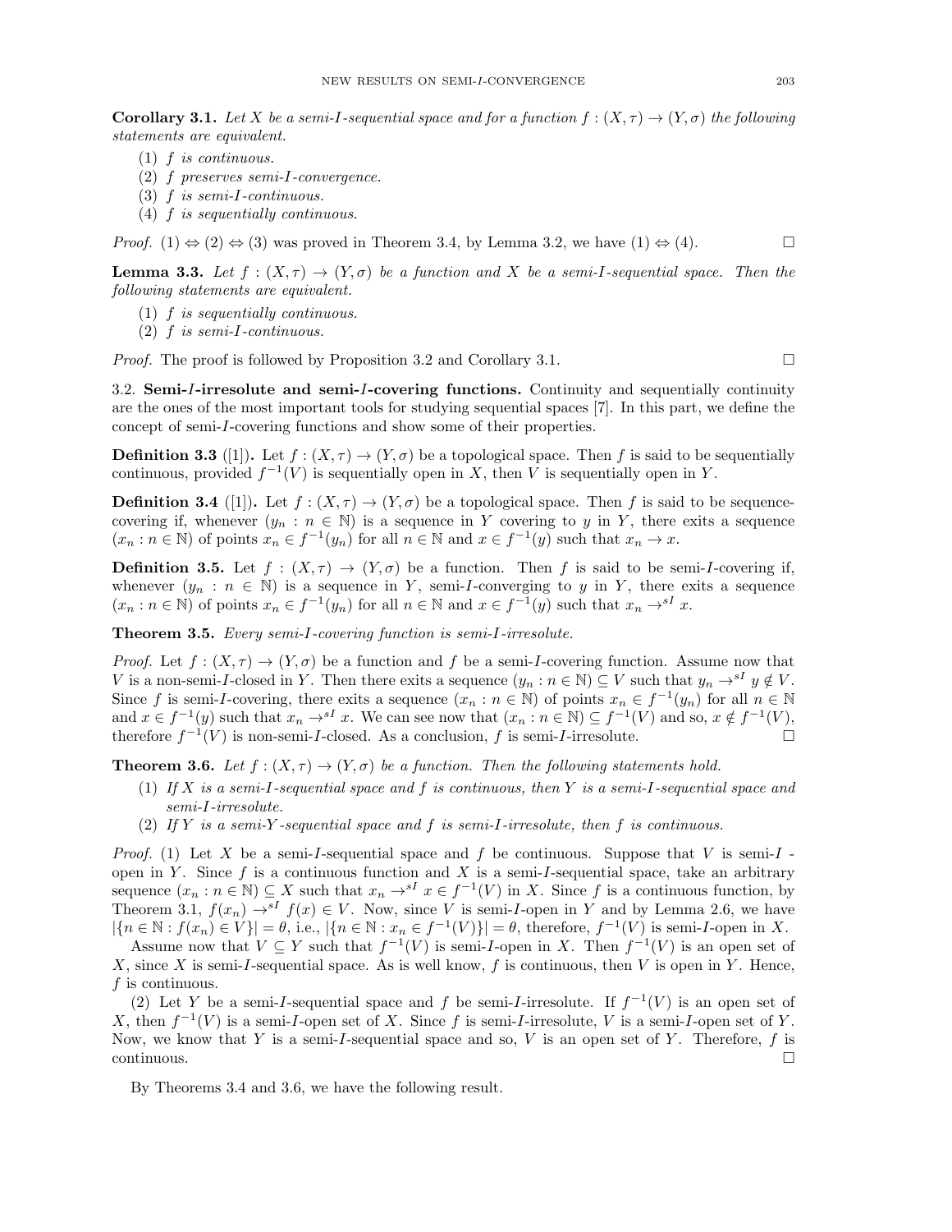**Corollary 3.1.** *Let $X$ be a semi-$I$-sequential space and for a function $f : (X, \tau) \to (Y, \sigma)$ the following statements are equivalent.*

1. *$f$ is continuous.*
2. *$f$ preserves semi-$I$-convergence.*
3. *$f$ is semi-$I$-continuous.*
4. *$f$ is sequentially continuous.*

*Proof.* $(1) \Leftrightarrow (2) \Leftrightarrow (3)$ was proved in Theorem 3.4, by Lemma 3.2, we have $(1) \Leftrightarrow (4)$. □

**Lemma 3.3.** *Let $f : (X, \tau) \to (Y, \sigma)$ be a function and $X$ be a semi-$I$-sequential space. Then the following statements are equivalent.*

1. *$f$ is sequentially continuous.*
2. *$f$ is semi-$I$-continuous.*

*Proof.* The proof is followed by Proposition 3.2 and Corollary 3.1. □

3.2. **Semi-$I$-irresolute and semi-$I$-covering functions.** Continuity and sequentially continuity are the ones of the most important tools for studying sequential spaces [7]. In this part, we define the concept of semi-$I$-covering functions and show some of their properties.

**Definition 3.3** ([1])**.** Let $f : (X, \tau) \to (Y, \sigma)$ be a topological space. Then $f$ is said to be sequentially continuous, provided $f^{-1}(V)$ is sequentially open in $X$, then $V$ is sequentially open in $Y$.

**Definition 3.4** ([1])**.** Let $f : (X, \tau) \to (Y, \sigma)$ be a topological space. Then $f$ is said to be sequence-covering if, whenever $(y_n : n \in \mathbb{N})$ is a sequence in $Y$ covering to $y$ in $Y$, there exits a sequence $(x_n : n \in \mathbb{N})$ of points $x_n \in f^{-1}(y_n)$ for all $n \in \mathbb{N}$ and $x \in f^{-1}(y)$ such that $x_n \to x$.

**Definition 3.5.** Let $f : (X, \tau) \to (Y, \sigma)$ be a function. Then $f$ is said to be semi-$I$-covering if, whenever $(y_n : n \in \mathbb{N})$ is a sequence in $Y$, semi-$I$-converging to $y$ in $Y$, there exits a sequence $(x_n : n \in \mathbb{N})$ of points $x_n \in f^{-1}(y_n)$ for all $n \in \mathbb{N}$ and $x \in f^{-1}(y)$ such that $x_n \to^{sI} x$.

**Theorem 3.5.** *Every semi-$I$-covering function is semi-$I$-irresolute.*

*Proof.* Let $f : (X, \tau) \to (Y, \sigma)$ be a function and $f$ be a semi-$I$-covering function. Assume now that $V$ is a non-semi-$I$-closed in $Y$. Then there exits a sequence $(y_n : n \in \mathbb{N}) \subseteq V$ such that $y_n \to^{sI} y \notin V$. Since $f$ is semi-$I$-covering, there exits a sequence $(x_n : n \in \mathbb{N})$ of points $x_n \in f^{-1}(y_n)$ for all $n \in \mathbb{N}$ and $x \in f^{-1}(y)$ such that $x_n \to^{sI} x$. We can see now that $(x_n : n \in \mathbb{N}) \subseteq f^{-1}(V)$ and so, $x \notin f^{-1}(V)$, therefore $f^{-1}(V)$ is non-semi-$I$-closed. As a conclusion, $f$ is semi-$I$-irresolute. □

**Theorem 3.6.** *Let $f : (X, \tau) \to (Y, \sigma)$ be a function. Then the following statements hold.*

1. *If $X$ is a semi-$I$-sequential space and $f$ is continuous, then $Y$ is a semi-$I$-sequential space and semi-$I$-irresolute.*
2. *If $Y$ is a semi-$Y$-sequential space and $f$ is semi-$I$-irresolute, then $f$ is continuous.*

*Proof.* (1) Let $X$ be a semi-$I$-sequential space and $f$ be continuous. Suppose that $V$ is semi-$I$-open in $Y$. Since $f$ is a continuous function and $X$ is a semi-$I$-sequential space, take an arbitrary sequence $(x_n : n \in \mathbb{N}) \subseteq X$ such that $x_n \to^{sI} x \in f^{-1}(V)$ in $X$. Since $f$ is a continuous function, by Theorem 3.1, $f(x_n) \to^{sI} f(x) \in V$. Now, since $V$ is semi-$I$-open in $Y$ and by Lemma 2.6, we have $|\{n \in \mathbb{N} : f(x_n) \in V\}| = \theta$, i.e., $|\{n \in \mathbb{N} : x_n \in f^{-1}(V)\}| = \theta$, therefore, $f^{-1}(V)$ is semi-$I$-open in $X$.

Assume now that $V \subseteq Y$ such that $f^{-1}(V)$ is semi-$I$-open in $X$. Then $f^{-1}(V)$ is an open set of $X$, since $X$ is semi-$I$-sequential space. As is well know, $f$ is continuous, then $V$ is open in $Y$. Hence, $f$ is continuous.

(2) Let $Y$ be a semi-$I$-sequential space and $f$ be semi-$I$-irresolute. If $f^{-1}(V)$ is an open set of $X$, then $f^{-1}(V)$ is a semi-$I$-open set of $X$. Since $f$ is semi-$I$-irresolute, $V$ is a semi-$I$-open set of $Y$. Now, we know that $Y$ is a semi-$I$-sequential space and so, $V$ is an open set of $Y$. Therefore, $f$ is continuous. □

By Theorems 3.4 and 3.6, we have the following result.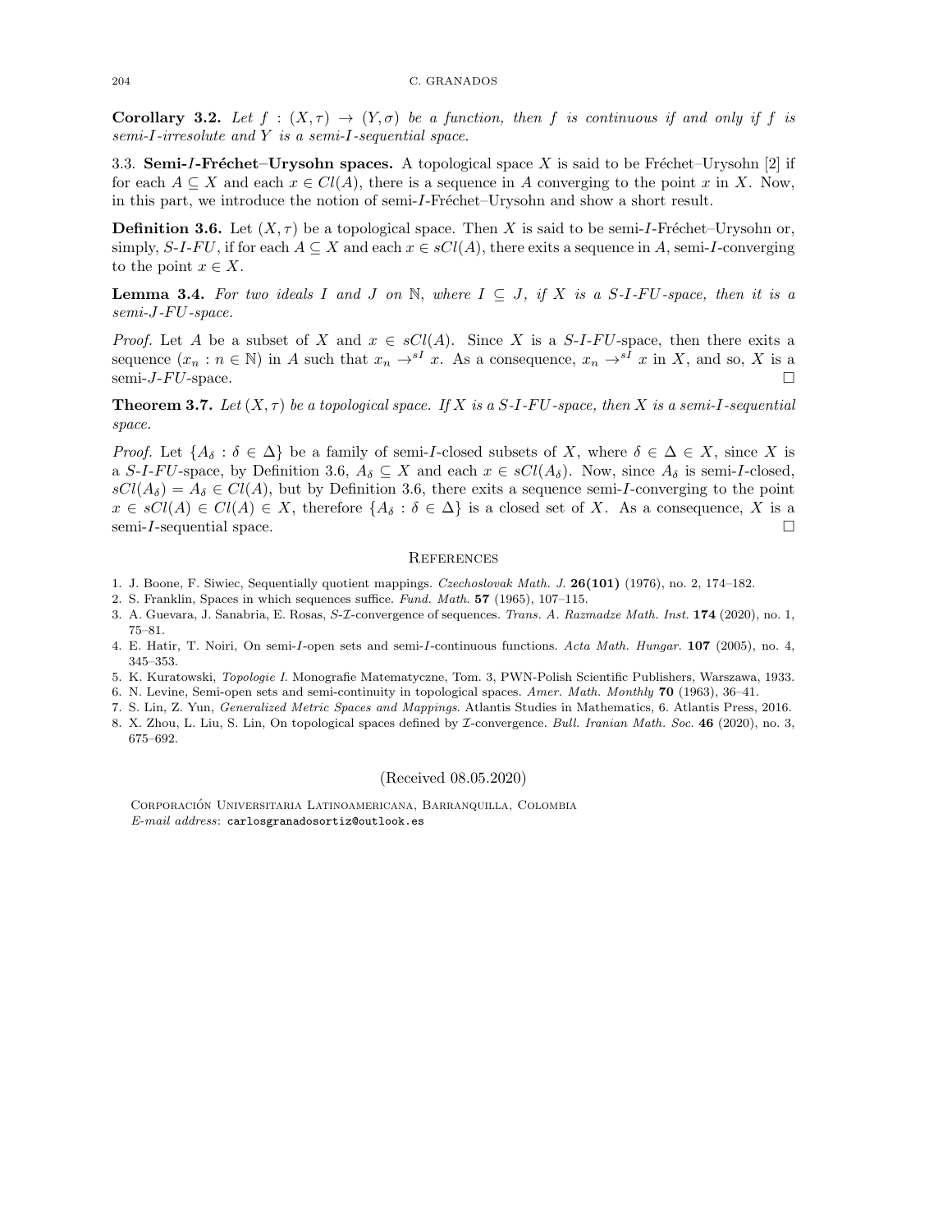**Corollary 3.2.** *Let $f : (X, \tau) \to (Y, \sigma)$ be a function, then $f$ is continuous if and only if $f$ is semi-$I$-irresolute and $Y$ is a semi-$I$-sequential space.*

3.3. **Semi-$I$-Fréchet–Urysohn spaces.** A topological space $X$ is said to be Fréchet–Urysohn [2] if for each $A \subseteq X$ and each $x \in Cl(A)$, there is a sequence in $A$ converging to the point $x$ in $X$. Now, in this part, we introduce the notion of semi-$I$-Fréchet–Urysohn and show a short result.

**Definition 3.6.** Let $(X, \tau)$ be a topological space. Then $X$ is said to be semi-$I$-Fréchet–Urysohn or, simply, $S$-$I$-$FU$, if for each $A \subseteq X$ and each $x \in sCl(A)$, there exits a sequence in $A$, semi-$I$-converging to the point $x \in X$.

**Lemma 3.4.** *For two ideals $I$ and $J$ on $\mathbb{N}$, where $I \subseteq J$, if $X$ is a $S$-$I$-$FU$-space, then it is a semi-$J$-$FU$-space.*

*Proof.* Let $A$ be a subset of $X$ and $x \in sCl(A)$. Since $X$ is a $S$-$I$-$FU$-space, then there exits a sequence $(x_n : n \in \mathbb{N})$ in $A$ such that $x_n \to^{sI} x$. As a consequence, $x_n \to^{sI} x$ in $X$, and so, $X$ is a semi-$J$-$FU$-space. □

**Theorem 3.7.** *Let $(X, \tau)$ be a topological space. If $X$ is a $S$-$I$-$FU$-space, then $X$ is a semi-$I$-sequential space.*

*Proof.* Let $\{A_\delta : \delta \in \Delta\}$ be a family of semi-$I$-closed subsets of $X$, where $\delta \in \Delta \in X$, since $X$ is a $S$-$I$-$FU$-space, by Definition 3.6, $A_\delta \subseteq X$ and each $x \in sCl(A_\delta)$. Now, since $A_\delta$ is semi-$I$-closed, $sCl(A_\delta) = A_\delta \in Cl(A)$, but by Definition 3.6, there exits a sequence semi-$I$-converging to the point $x \in sCl(A) \in Cl(A) \in X$, therefore $\{A_\delta : \delta \in \Delta\}$ is a closed set of $X$. As a consequence, $X$ is a semi-$I$-sequential space. □

## References

1. J. Boone, F. Siwiec, Sequentially quotient mappings. *Czechoslovak Math. J.* **26(101)** (1976), no. 2, 174–182.
2. S. Franklin, Spaces in which sequences suffice. *Fund. Math.* **57** (1965), 107–115.
3. A. Guevara, J. Sanabria, E. Rosas, $S$-$\mathcal{I}$-convergence of sequences. *Trans. A. Razmadze Math. Inst.* **174** (2020), no. 1, 75–81.
4. E. Hatir, T. Noiri, On semi-$I$-open sets and semi-$I$-continuous functions. *Acta Math. Hungar.* **107** (2005), no. 4, 345–353.
5. K. Kuratowski, *Topologie I.* Monografie Matematyczne, Tom. 3, PWN-Polish Scientific Publishers, Warszawa, 1933.
6. N. Levine, Semi-open sets and semi-continuity in topological spaces. *Amer. Math. Monthly* **70** (1963), 36–41.
7. S. Lin, Z. Yun, *Generalized Metric Spaces and Mappings*. Atlantis Studies in Mathematics, 6. Atlantis Press, 2016.
8. X. Zhou, L. Liu, S. Lin, On topological spaces defined by $\mathcal{I}$-convergence. *Bull. Iranian Math. Soc.* **46** (2020), no. 3, 675–692.

(Received 08.05.2020)

Corporación Universitaria Latinoamericana, Barranquilla, Colombia
*E-mail address*: carlosgranadosortiz@outlook.es